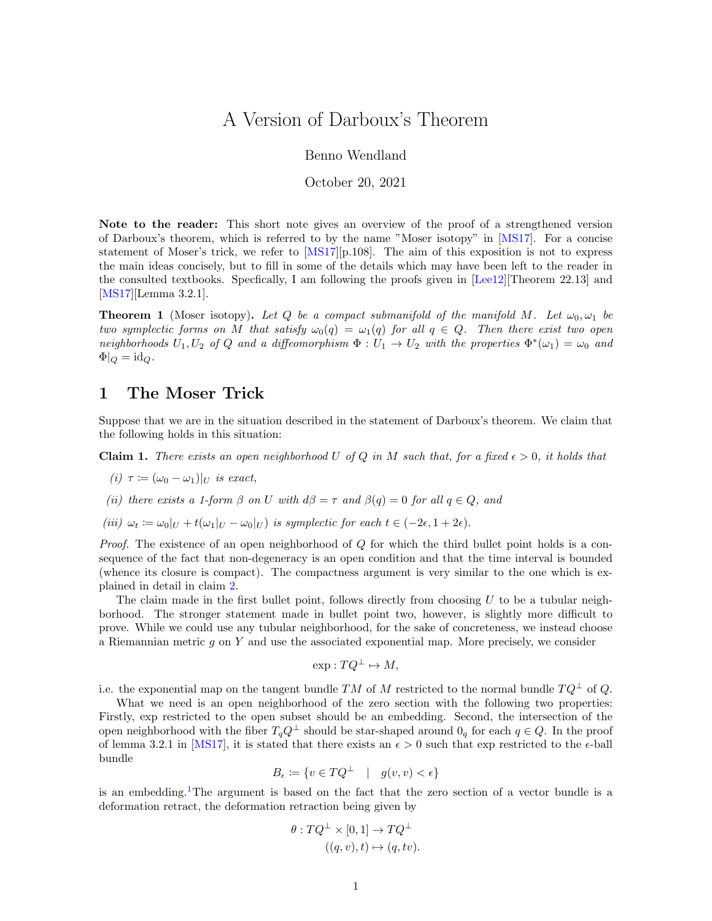# A Version of Darboux's Theorem

Benno Wendland

October 20, 2021

**Note to the reader:** This short note gives an overview of the proof of a strengthened version of Darboux's theorem, which is referred to by the name "Moser isotopy" in [MS17]. For a concise statement of Moser's trick, we refer to [MS17][p.108]. The aim of this exposition is not to express the main ideas concisely, but to fill in some of the details which may have been left to the reader in the consulted textbooks. Specfically, I am following the proofs given in [Lee12][Theorem 22.13] and [MS17][Lemma 3.2.1].

**Theorem 1** (Moser isotopy)**.** *Let $Q$ be a compact submanifold of the manifold $M$. Let $\omega_0, \omega_1$ be two symplectic forms on $M$ that satisfy $\omega_0(q) = \omega_1(q)$ for all $q \in Q$. Then there exist two open neighborhoods $U_1, U_2$ of $Q$ and a diffeomorphism $\Phi : U_1 \to U_2$ with the properties $\Phi^*(\omega_1) = \omega_0$ and $\Phi|_Q = \mathrm{id}_Q$.*

## 1 The Moser Trick

Suppose that we are in the situation described in the statement of Darboux's theorem. We claim that the following holds in this situation:

**Claim 1.** *There exists an open neighborhood $U$ of $Q$ in $M$ such that, for a fixed $\epsilon > 0$, it holds that*

*(i) $\tau := (\omega_0 - \omega_1)|_U$ is exact,*

*(ii) there exists a 1-form $\beta$ on $U$ with $d\beta = \tau$ and $\beta(q) = 0$ for all $q \in Q$, and*

*(iii) $\omega_t := \omega_0|_U + t(\omega_1|_U - \omega_0|_U)$ is symplectic for each $t \in (-2\epsilon, 1 + 2\epsilon)$.*

*Proof.* The existence of an open neighborhood of $Q$ for which the third bullet point holds is a consequence of the fact that non-degeneracy is an open condition and that the time interval is bounded (whence its closure is compact). The compactness argument is very similar to the one which is explained in detail in claim 2.

The claim made in the first bullet point, follows directly from choosing $U$ to be a tubular neighborhood. The stronger statement made in bullet point two, however, is slightly more difficult to prove. While we could use any tubular neighborhood, for the sake of concreteness, we instead choose a Riemannian metric $g$ on $Y$ and use the associated exponential map. More precisely, we consider

$$\exp : TQ^{\perp} \mapsto M,$$

i.e. the exponential map on the tangent bundle $TM$ of $M$ restricted to the normal bundle $TQ^{\perp}$ of $Q$.

What we need is an open neighborhood of the zero section with the following two properties: Firstly, exp restricted to the open subset should be an embedding. Second, the intersection of the open neighborhood with the fiber $T_qQ^{\perp}$ should be star-shaped around $0_q$ for each $q \in Q$. In the proof of lemma 3.2.1 in [MS17], it is stated that there exists an $\epsilon > 0$ such that exp restricted to the $\epsilon$-ball bundle

$$B_\epsilon := \{v \in TQ^{\perp} \quad | \quad g(v, v) < \epsilon\}$$

is an embedding.[1] The argument is based on the fact that the zero section of a vector bundle is a deformation retract, the deformation retraction being given by

$$\begin{aligned} \theta : TQ^{\perp} \times [0, 1] &\to TQ^{\perp} \\ ((q, v), t) &\mapsto (q, tv). \end{aligned}$$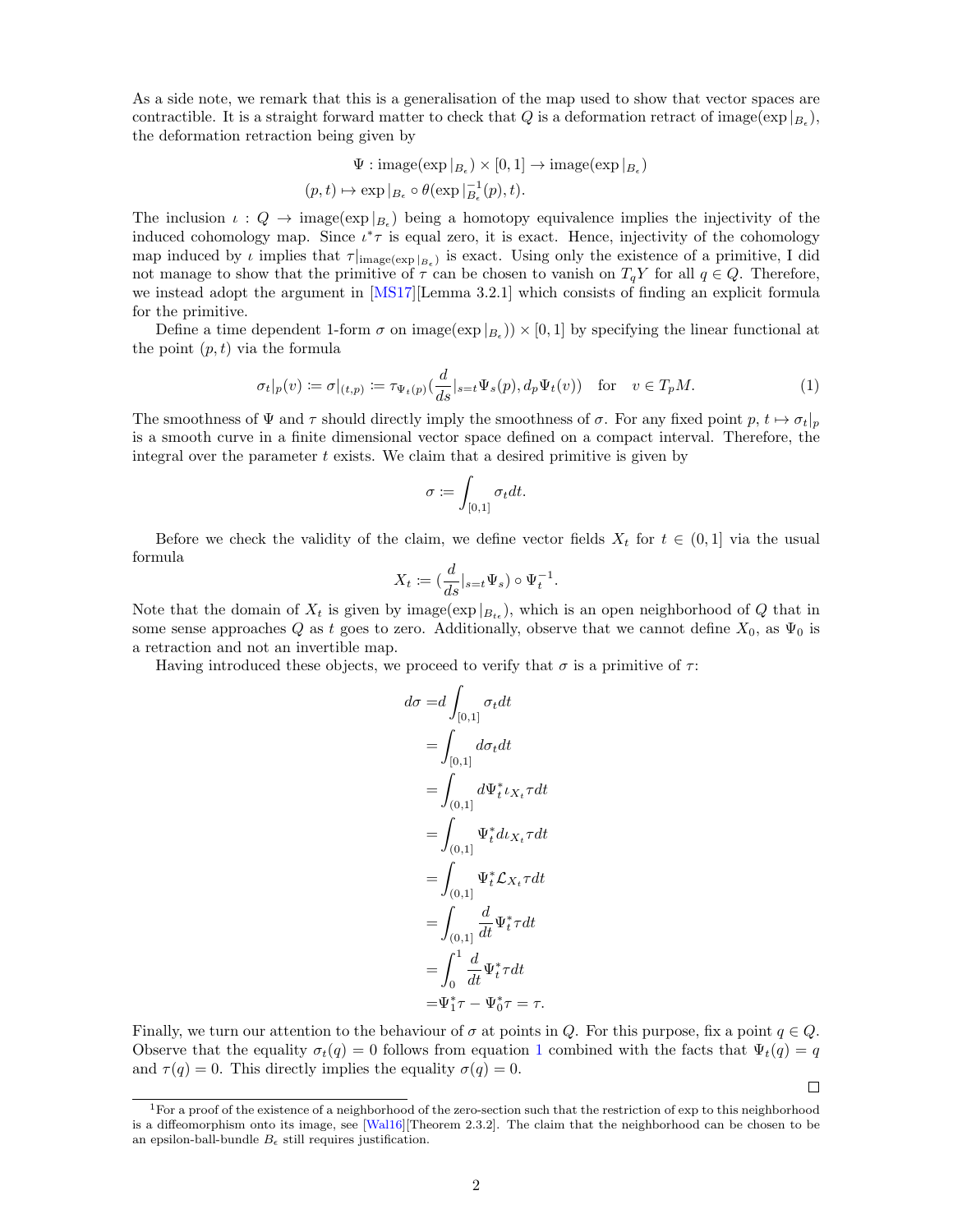As a side note, we remark that this is a generalisation of the map used to show that vector spaces are contractible. It is a straight forward matter to check that $Q$ is a deformation retract of $\text{image}(\exp|_{B_\epsilon})$, the deformation retraction being given by

$$\Psi : \text{image}(\exp|_{B_\epsilon}) \times [0,1] \to \text{image}(\exp|_{B_\epsilon})$$
$$(p,t) \mapsto \exp|_{B_\epsilon} \circ \theta(\exp|_{B_\epsilon}^{-1}(p), t).$$

The inclusion $\iota : Q \to \text{image}(\exp|_{B_\epsilon})$ being a homotopy equivalence implies the injectivity of the induced cohomology map. Since $\iota^*\tau$ is equal zero, it is exact. Hence, injectivity of the cohomology map induced by $\iota$ implies that $\tau|_{\text{image}(\exp|_{B_\epsilon})}$ is exact. Using only the existence of a primitive, I did not manage to show that the primitive of $\tau$ can be chosen to vanish on $T_qY$ for all $q \in Q$. Therefore, we instead adopt the argument in [MS17][Lemma 3.2.1] which consists of finding an explicit formula for the primitive.

Define a time dependent 1-form $\sigma$ on $\text{image}(\exp|_{B_\epsilon})) \times [0,1]$ by specifying the linear functional at the point $(p,t)$ via the formula

$$\sigma_t|_p(v) := \sigma|_{(t,p)} := \tau_{\Psi_t(p)}(\frac{d}{ds}|_{s=t}\Psi_s(p), d_p\Psi_t(v)) \quad \text{for} \quad v \in T_pM. \tag{1}$$

The smoothness of $\Psi$ and $\tau$ should directly imply the smoothness of $\sigma$. For any fixed point $p$, $t \mapsto \sigma_t|_p$ is a smooth curve in a finite dimensional vector space defined on a compact interval. Therefore, the integral over the parameter $t$ exists. We claim that a desired primitive is given by

$$\sigma := \int_{[0,1]} \sigma_t dt.$$

Before we check the validity of the claim, we define vector fields $X_t$ for $t \in (0,1]$ via the usual formula

$$X_t := (\frac{d}{ds}|_{s=t}\Psi_s) \circ \Psi_t^{-1}.$$

Note that the domain of $X_t$ is given by $\text{image}(\exp|_{B_{t\epsilon}})$, which is an open neighborhood of $Q$ that in some sense approaches $Q$ as $t$ goes to zero. Additionally, observe that we cannot define $X_0$, as $\Psi_0$ is a retraction and not an invertible map.

Having introduced these objects, we proceed to verify that $\sigma$ is a primitive of $\tau$:

$$\begin{aligned}
d\sigma =& d\int_{[0,1]} \sigma_t dt \\
=& \int_{[0,1]} d\sigma_t dt \\
=& \int_{(0,1]} d\Psi_t^* \iota_{X_t}\tau dt \\
=& \int_{(0,1]} \Psi_t^* d\iota_{X_t}\tau dt \\
=& \int_{(0,1]} \Psi_t^* \mathcal{L}_{X_t}\tau dt \\
=& \int_{(0,1]} \frac{d}{dt}\Psi_t^*\tau dt \\
=& \int_0^1 \frac{d}{dt}\Psi_t^*\tau dt \\
=& \Psi_1^*\tau - \Psi_0^*\tau = \tau.
\end{aligned}$$

Finally, we turn our attention to the behaviour of $\sigma$ at points in $Q$. For this purpose, fix a point $q \in Q$. Observe that the equality $\sigma_t(q) = 0$ follows from equation 1 combined with the facts that $\Psi_t(q) = q$ and $\tau(q) = 0$. This directly implies the equality $\sigma(q) = 0$.

□

[1] For a proof of the existence of a neighborhood of the zero-section such that the restriction of exp to this neighborhood is a diffeomorphism onto its image, see [Wal16][Theorem 2.3.2]. The claim that the neighborhood can be chosen to be an epsilon-ball-bundle $B_\epsilon$ still requires justification.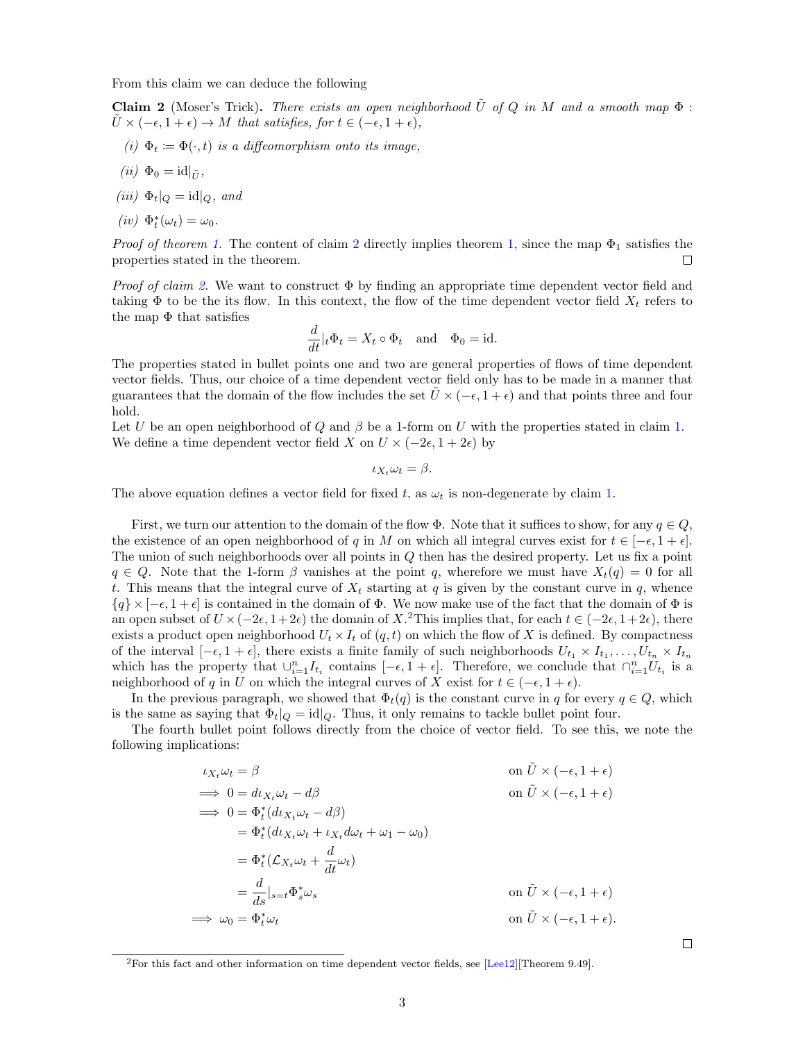From this claim we can deduce the following

**Claim 2** (Moser's Trick)**.** *There exists an open neighborhood $\tilde{U}$ of $Q$ in $M$ and a smooth map $\Phi : \tilde{U} \times (-\epsilon, 1+\epsilon) \to M$ that satisfies, for $t \in (-\epsilon, 1+\epsilon)$,*

*(i)* $\Phi_t := \Phi(\cdot, t)$ *is a diffeomorphism onto its image,*

*(ii)* $\Phi_0 = \mathrm{id}|_{\tilde{U}}$,

*(iii)* $\Phi_t|_Q = \mathrm{id}|_Q$, *and*

*(iv)* $\Phi_t^*(\omega_t) = \omega_0$.

*Proof of theorem 1.* The content of claim 2 directly implies theorem 1, since the map $\Phi_1$ satisfies the properties stated in the theorem. ∎

*Proof of claim 2.* We want to construct $\Phi$ by finding an appropriate time dependent vector field and taking $\Phi$ to be the its flow. In this context, the flow of the time dependent vector field $X_t$ refers to the map $\Phi$ that satisfies

$$\frac{d}{dt}|_t \Phi_t = X_t \circ \Phi_t \quad \text{and} \quad \Phi_0 = \mathrm{id}.$$

The properties stated in bullet points one and two are general properties of flows of time dependent vector fields. Thus, our choice of a time dependent vector field only has to be made in a manner that guarantees that the domain of the flow includes the set $\tilde{U} \times (-\epsilon, 1+\epsilon)$ and that points three and four hold.
Let $U$ be an open neighborhood of $Q$ and $\beta$ be a 1-form on $U$ with the properties stated in claim 1. We define a time dependent vector field $X$ on $U \times (-2\epsilon, 1+2\epsilon)$ by

$$\iota_{X_t}\omega_t = \beta.$$

The above equation defines a vector field for fixed $t$, as $\omega_t$ is non-degenerate by claim 1.

First, we turn our attention to the domain of the flow $\Phi$. Note that it suffices to show, for any $q \in Q$, the existence of an open neighborhood of $q$ in $M$ on which all integral curves exist for $t \in [-\epsilon, 1+\epsilon]$. The union of such neighborhoods over all points in $Q$ then has the desired property. Let us fix a point $q \in Q$. Note that the 1-form $\beta$ vanishes at the point $q$, wherefore we must have $X_t(q) = 0$ for all $t$. This means that the integral curve of $X_t$ starting at $q$ is given by the constant curve in $q$, whence $\{q\} \times [-\epsilon, 1+\epsilon]$ is contained in the domain of $\Phi$. We now make use of the fact that the domain of $\Phi$ is an open subset of $U \times (-2\epsilon, 1+2\epsilon)$ the domain of $X$.[2] This implies that, for each $t \in (-2\epsilon, 1+2\epsilon)$, there exists a product open neighborhood $U_t \times I_t$ of $(q, t)$ on which the flow of $X$ is defined. By compactness of the interval $[-\epsilon, 1+\epsilon]$, there exists a finite family of such neighborhoods $U_{t_1} \times I_{t_1}, \ldots, U_{t_n} \times I_{t_n}$ which has the property that $\cup_{i=1}^n I_{t_i}$ contains $[-\epsilon, 1+\epsilon]$. Therefore, we conclude that $\cap_{i=1}^n U_{t_i}$ is a neighborhood of $q$ in $U$ on which the integral curves of $X$ exist for $t \in (-\epsilon, 1+\epsilon)$.

In the previous paragraph, we showed that $\Phi_t(q)$ is the constant curve in $q$ for every $q \in Q$, which is the same as saying that $\Phi_t|_Q = \mathrm{id}|_Q$. Thus, it only remains to tackle bullet point four.

The fourth bullet point follows directly from the choice of vector field. To see this, we note the following implications:

$$
\begin{aligned}
& \iota_{X_t}\omega_t = \beta && \text{on } \tilde{U} \times (-\epsilon, 1+\epsilon) \\
\implies\ & 0 = d\iota_{X_t}\omega_t - d\beta && \text{on } \tilde{U} \times (-\epsilon, 1+\epsilon) \\
\implies\ & 0 = \Phi_t^*(d\iota_{X_t}\omega_t - d\beta) && \\
& \quad = \Phi_t^*(d\iota_{X_t}\omega_t + \iota_{X_t}d\omega_t + \omega_1 - \omega_0) && \\
& \quad = \Phi_t^*(\mathcal{L}_{X_t}\omega_t + \frac{d}{dt}\omega_t) && \\
& \quad = \frac{d}{ds}|_{s=t}\Phi_s^*\omega_s && \text{on } \tilde{U} \times (-\epsilon, 1+\epsilon) \\
\implies\ & \omega_0 = \Phi_t^*\omega_t && \text{on } \tilde{U} \times (-\epsilon, 1+\epsilon).
\end{aligned}
$$

∎

[2] For this fact and other information on time dependent vector fields, see [Lee12][Theorem 9.49].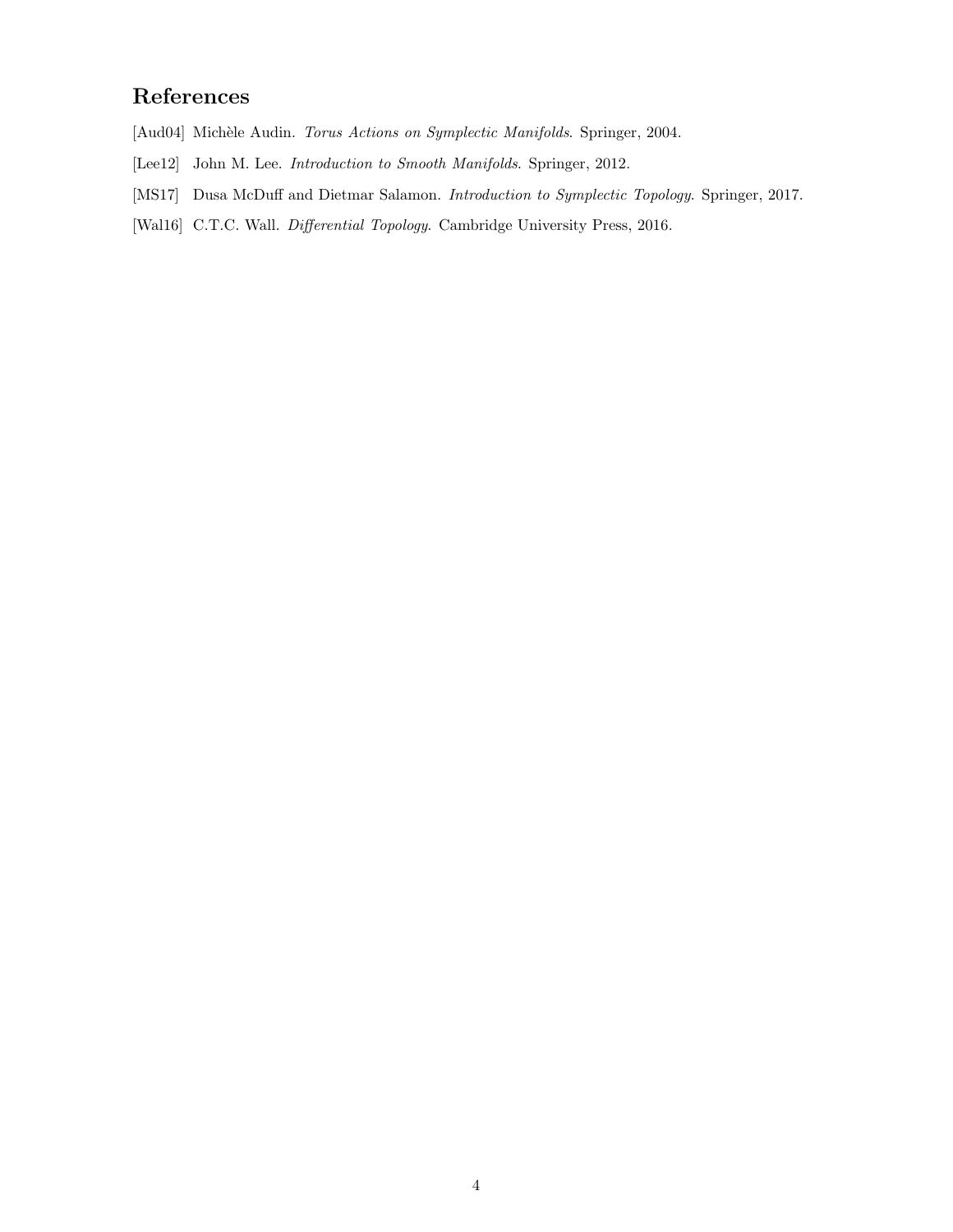## References

[Aud04] Michèle Audin. *Torus Actions on Symplectic Manifolds*. Springer, 2004.

[Lee12] John M. Lee. *Introduction to Smooth Manifolds*. Springer, 2012.

[MS17] Dusa McDuff and Dietmar Salamon. *Introduction to Symplectic Topology*. Springer, 2017.

[Wal16] C.T.C. Wall. *Differential Topology*. Cambridge University Press, 2016.